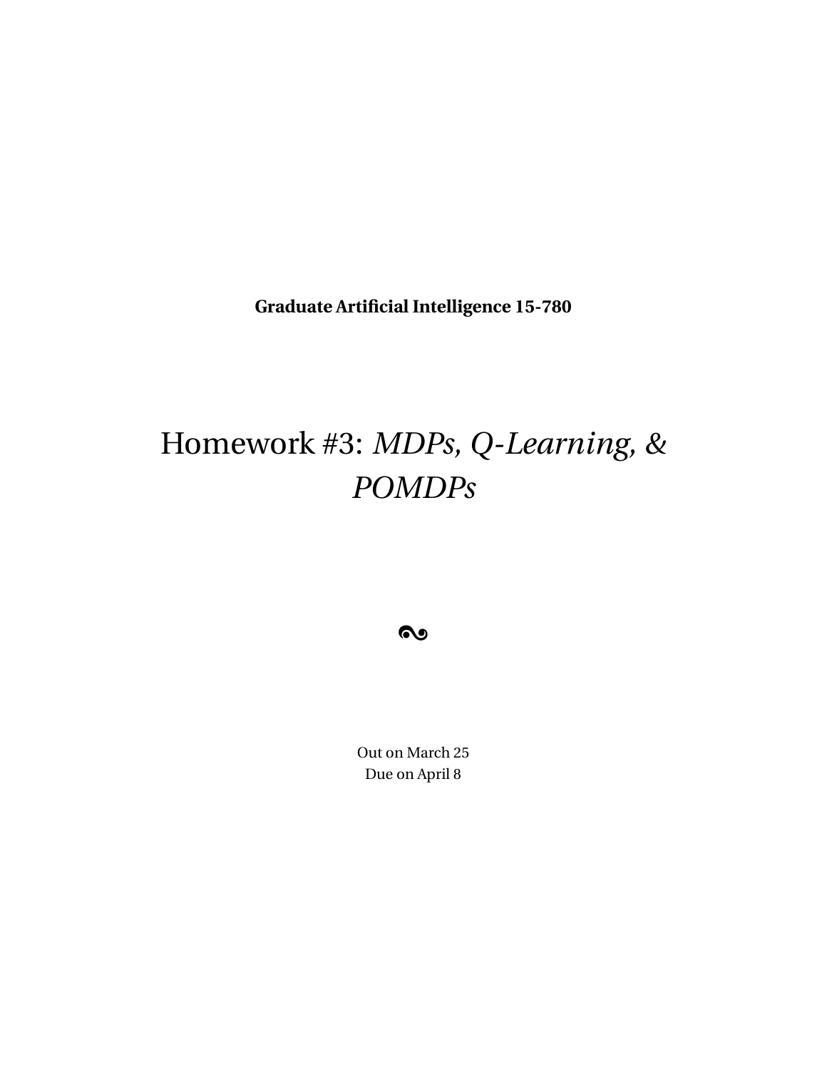**Graduate Artificial Intelligence 15-780**

# Homework #3: *MDPs, Q-Learning, & POMDPs*

Out on March 25
Due on April 8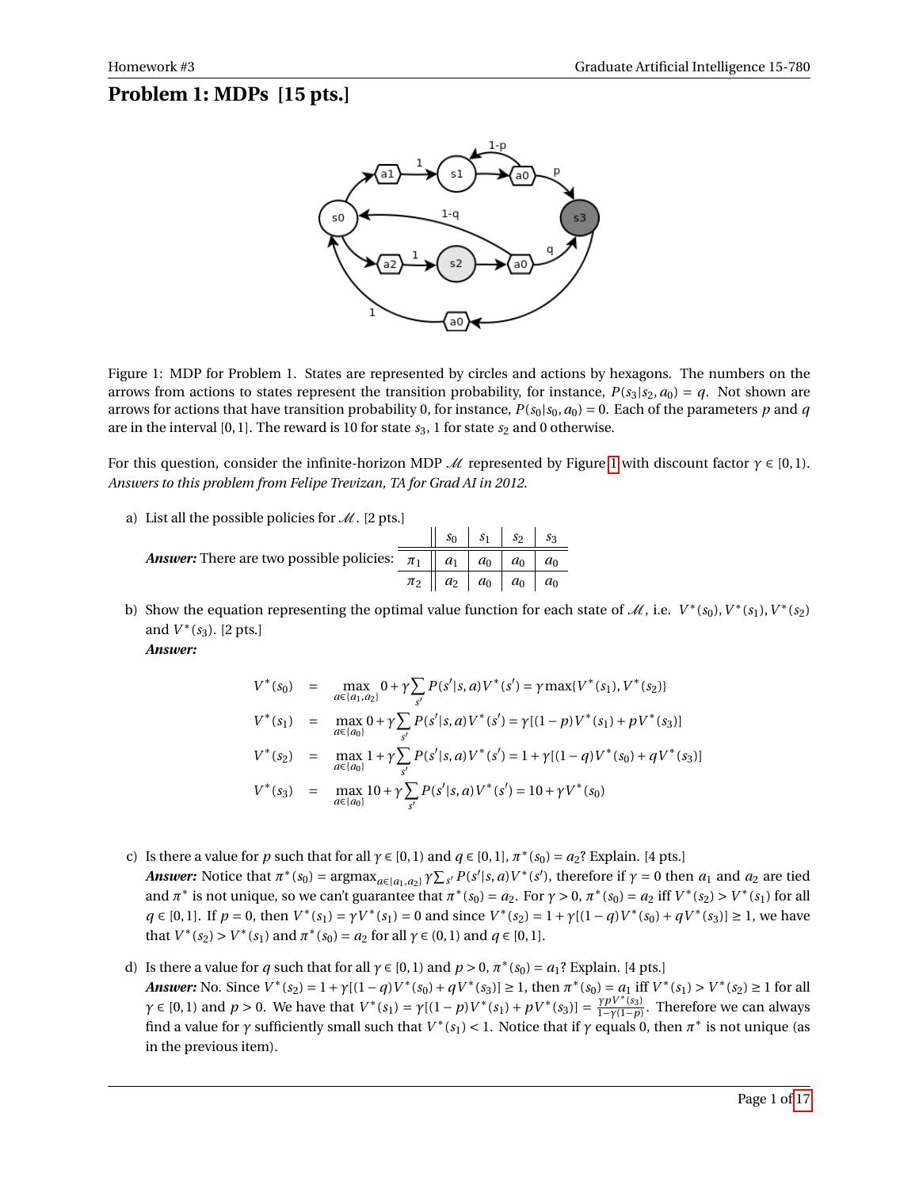# Problem 1: MDPs [15 pts.]

Figure 1: MDP for Problem 1. States are represented by circles and actions by hexagons. The numbers on the arrows from actions to states represent the transition probability, for instance, $P(s_3|s_2, a_0) = q$. Not shown are arrows for actions that have transition probability 0, for instance, $P(s_0|s_0, a_0) = 0$. Each of the parameters $p$ and $q$ are in the interval $[0,1]$. The reward is 10 for state $s_3$, 1 for state $s_2$ and 0 otherwise.

For this question, consider the infinite-horizon MDP $\mathcal{M}$ represented by Figure 1 with discount factor $\gamma \in [0,1)$. *Answers to this problem from Felipe Trevizan, TA for Grad AI in 2012.*

a) List all the possible policies for $\mathcal{M}$. [2 pts.]

**Answer:** There are two possible policies:

| | $s_0$ | $s_1$ | $s_2$ | $s_3$ |
|---|---|---|---|---|
| $\pi_1$ | $a_1$ | $a_0$ | $a_0$ | $a_0$ |
| $\pi_2$ | $a_2$ | $a_0$ | $a_0$ | $a_0$ |

b) Show the equation representing the optimal value function for each state of $\mathcal{M}$, i.e. $V^*(s_0), V^*(s_1), V^*(s_2)$ and $V^*(s_3)$. [2 pts.]

**Answer:**

$$
\begin{aligned}
V^*(s_0) &= \max_{a \in \{a_1, a_2\}} 0 + \gamma \sum_{s'} P(s'|s,a)V^*(s') = \gamma \max\{V^*(s_1), V^*(s_2)\} \\
V^*(s_1) &= \max_{a \in \{a_0\}} 0 + \gamma \sum_{s'} P(s'|s,a)V^*(s') = \gamma[(1-p)V^*(s_1) + pV^*(s_3)] \\
V^*(s_2) &= \max_{a \in \{a_0\}} 1 + \gamma \sum_{s'} P(s'|s,a)V^*(s') = 1 + \gamma[(1-q)V^*(s_0) + qV^*(s_3)] \\
V^*(s_3) &= \max_{a \in \{a_0\}} 10 + \gamma \sum_{s'} P(s'|s,a)V^*(s') = 10 + \gamma V^*(s_0)
\end{aligned}
$$

c) Is there a value for $p$ such that for all $\gamma \in [0,1)$ and $q \in [0,1]$, $\pi^*(s_0) = a_2$? Explain. [4 pts.]

**Answer:** Notice that $\pi^*(s_0) = \text{argmax}_{a \in \{a_1, a_2\}} \gamma \sum_{s'} P(s'|s,a)V^*(s')$, therefore if $\gamma = 0$ then $a_1$ and $a_2$ are tied and $\pi^*$ is not unique, so we can't guarantee that $\pi^*(s_0) = a_2$. For $\gamma > 0$, $\pi^*(s_0) = a_2$ iff $V^*(s_2) > V^*(s_1)$ for all $q \in [0,1]$. If $p = 0$, then $V^*(s_1) = \gamma V^*(s_1) = 0$ and since $V^*(s_2) = 1 + \gamma[(1-q)V^*(s_0) + qV^*(s_3)] \geq 1$, we have that $V^*(s_2) > V^*(s_1)$ and $\pi^*(s_0) = a_2$ for all $\gamma \in (0,1)$ and $q \in [0,1]$.

d) Is there a value for $q$ such that for all $\gamma \in [0,1)$ and $p > 0$, $\pi^*(s_0) = a_1$? Explain. [4 pts.]

**Answer:** No. Since $V^*(s_2) = 1 + \gamma[(1-q)V^*(s_0) + qV^*(s_3)] \geq 1$, then $\pi^*(s_0) = a_1$ iff $V^*(s_1) > V^*(s_2) \geq 1$ for all $\gamma \in [0,1)$ and $p > 0$. We have that $V^*(s_1) = \gamma[(1-p)V^*(s_1) + pV^*(s_3)] = \frac{\gamma p V^*(s_3)}{1-\gamma(1-p)}$. Therefore we can always find a value for $\gamma$ sufficiently small such that $V^*(s_1) < 1$. Notice that if $\gamma$ equals 0, then $\pi^*$ is not unique (as in the previous item).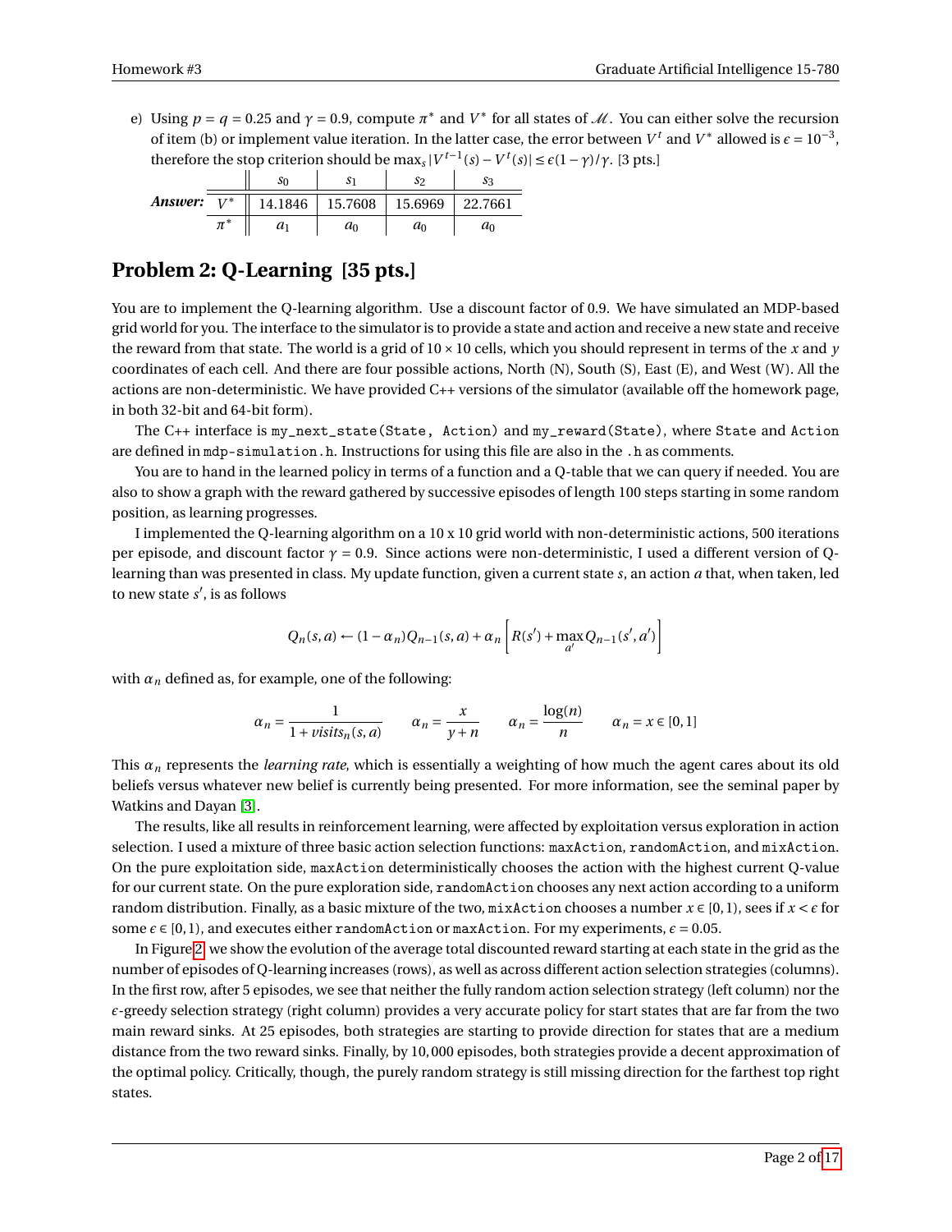e) Using $p = q = 0.25$ and $\gamma = 0.9$, compute $\pi^*$ and $V^*$ for all states of $\mathcal{M}$. You can either solve the recursion of item (b) or implement value iteration. In the latter case, the error between $V^t$ and $V^*$ allowed is $\epsilon = 10^{-3}$, therefore the stop criterion should be $\max_s |V^{t-1}(s) - V^t(s)| \leq \epsilon(1-\gamma)/\gamma$. [3 pts.]

***Answer:***

| | $s_0$ | $s_1$ | $s_2$ | $s_3$ |
|---|---|---|---|---|
| $V^*$ | 14.1846 | 15.7608 | 15.6969 | 22.7661 |
| $\pi^*$ | $a_1$ | $a_0$ | $a_0$ | $a_0$ |

## Problem 2: Q-Learning [35 pts.]

You are to implement the Q-learning algorithm. Use a discount factor of 0.9. We have simulated an MDP-based grid world for you. The interface to the simulator is to provide a state and action and receive a new state and receive the reward from that state. The world is a grid of $10 \times 10$ cells, which you should represent in terms of the $x$ and $y$ coordinates of each cell. And there are four possible actions, North (N), South (S), East (E), and West (W). All the actions are non-deterministic. We have provided C++ versions of the simulator (available off the homework page, in both 32-bit and 64-bit form).

The C++ interface is `my_next_state(State, Action)` and `my_reward(State)`, where `State` and `Action` are defined in `mdp-simulation.h`. Instructions for using this file are also in the `.h` as comments.

You are to hand in the learned policy in terms of a function and a Q-table that we can query if needed. You are also to show a graph with the reward gathered by successive episodes of length 100 steps starting in some random position, as learning progresses.

I implemented the Q-learning algorithm on a 10 x 10 grid world with non-deterministic actions, 500 iterations per episode, and discount factor $\gamma = 0.9$. Since actions were non-deterministic, I used a different version of Q-learning than was presented in class. My update function, given a current state $s$, an action $a$ that, when taken, led to new state $s'$, is as follows

$$Q_n(s,a) \leftarrow (1-\alpha_n)Q_{n-1}(s,a) + \alpha_n \left[ R(s') + \max_{a'} Q_{n-1}(s',a') \right]$$

with $\alpha_n$ defined as, for example, one of the following:

$$\alpha_n = \frac{1}{1 + visits_n(s,a)} \qquad \alpha_n = \frac{x}{y+n} \qquad \alpha_n = \frac{\log(n)}{n} \qquad \alpha_n = x \in [0,1]$$

This $\alpha_n$ represents the *learning rate*, which is essentially a weighting of how much the agent cares about its old beliefs versus whatever new belief is currently being presented. For more information, see the seminal paper by Watkins and Dayan [3].

The results, like all results in reinforcement learning, were affected by exploitation versus exploration in action selection. I used a mixture of three basic action selection functions: `maxAction`, `randomAction`, and `mixAction`. On the pure exploitation side, `maxAction` deterministically chooses the action with the highest current Q-value for our current state. On the pure exploration side, `randomAction` chooses any next action according to a uniform random distribution. Finally, as a basic mixture of the two, `mixAction` chooses a number $x \in [0,1)$, sees if $x < \epsilon$ for some $\epsilon \in [0,1)$, and executes either `randomAction` or `maxAction`. For my experiments, $\epsilon = 0.05$.

In Figure 2, we show the evolution of the average total discounted reward starting at each state in the grid as the number of episodes of Q-learning increases (rows), as well as across different action selection strategies (columns). In the first row, after 5 episodes, we see that neither the fully random action selection strategy (left column) nor the $\epsilon$-greedy selection strategy (right column) provides a very accurate policy for start states that are far from the two main reward sinks. At 25 episodes, both strategies are starting to provide direction for states that are a medium distance from the two reward sinks. Finally, by 10,000 episodes, both strategies provide a decent approximation of the optimal policy. Critically, though, the purely random strategy is still missing direction for the farthest top right states.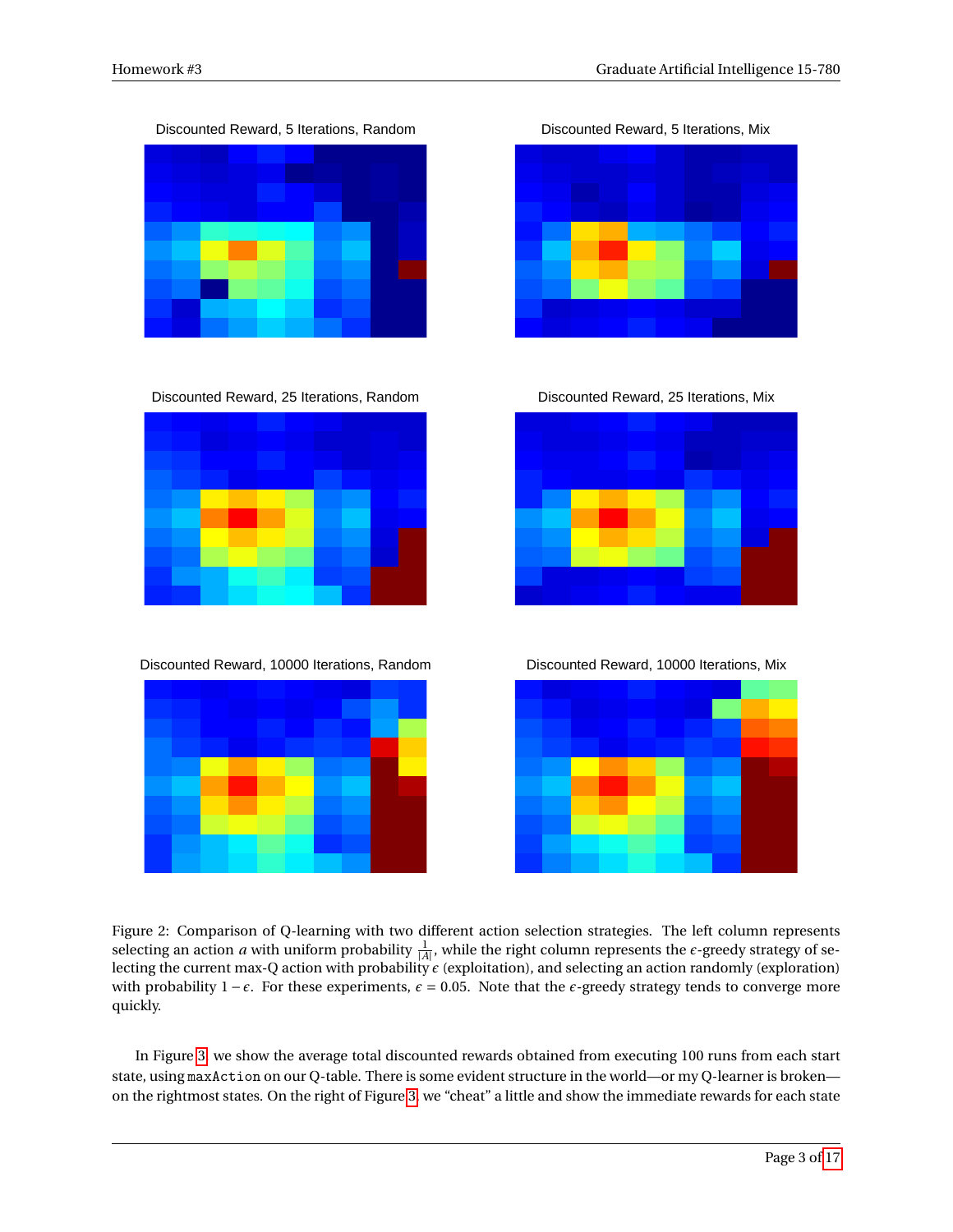Discounted Reward, 5 Iterations, Random

Discounted Reward, 5 Iterations, Mix

Discounted Reward, 25 Iterations, Random

Discounted Reward, 25 Iterations, Mix

Discounted Reward, 10000 Iterations, Random

Discounted Reward, 10000 Iterations, Mix

Figure 2: Comparison of Q-learning with two different action selection strategies. The left column represents selecting an action $a$ with uniform probability $\frac{1}{|A|}$, while the right column represents the $\epsilon$-greedy strategy of selecting the current max-Q action with probability $\epsilon$ (exploitation), and selecting an action randomly (exploration) with probability $1-\epsilon$. For these experiments, $\epsilon = 0.05$. Note that the $\epsilon$-greedy strategy tends to converge more quickly.

In Figure 3, we show the average total discounted rewards obtained from executing 100 runs from each start state, using `maxAction` on our Q-table. There is some evident structure in the world—or my Q-learner is broken—on the rightmost states. On the right of Figure 3, we "cheat" a little and show the immediate rewards for each state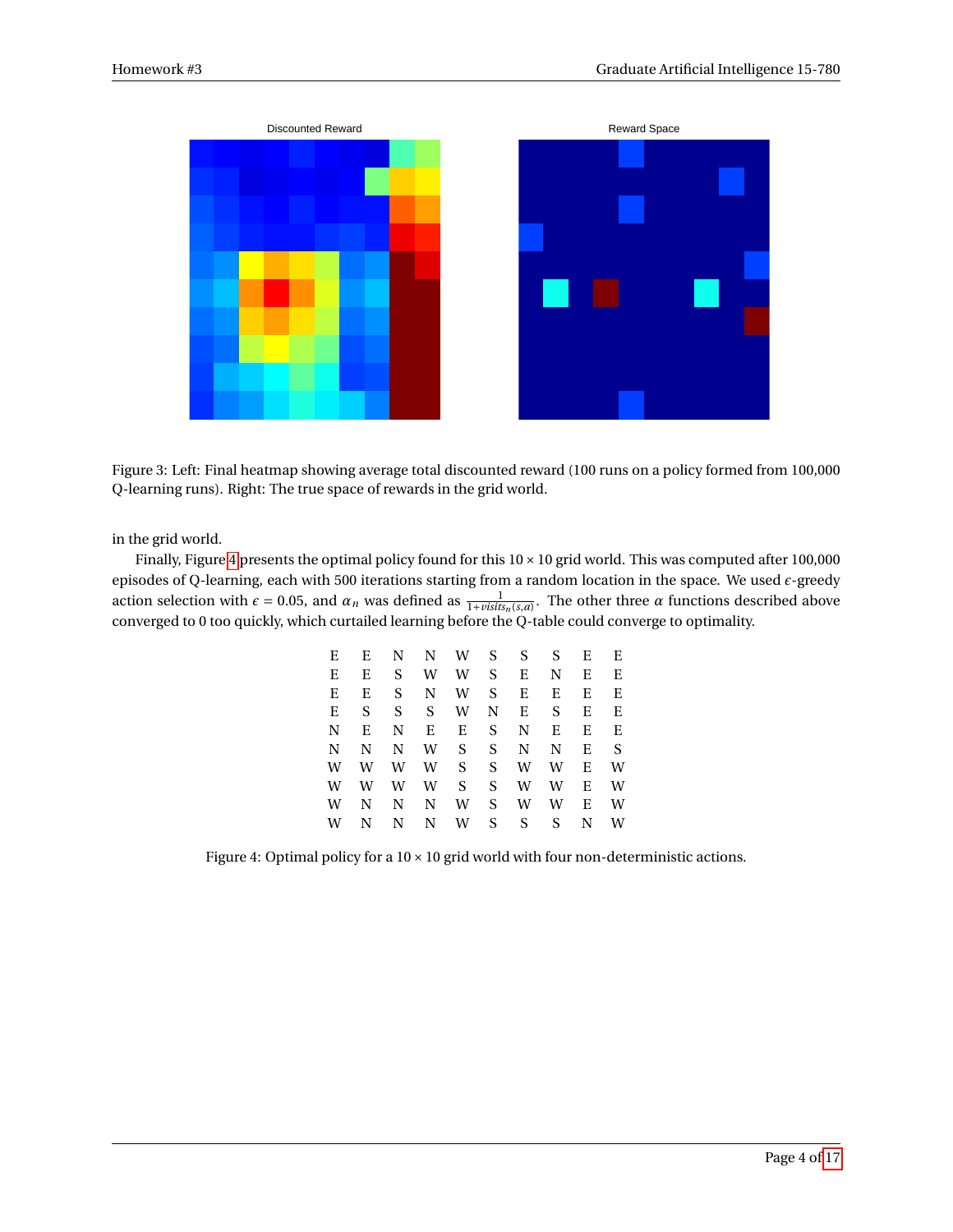Figure 3: Left: Final heatmap showing average total discounted reward (100 runs on a policy formed from 100,000 Q-learning runs). Right: The true space of rewards in the grid world.

in the grid world.

Finally, Figure 4 presents the optimal policy found for this $10 \times 10$ grid world. This was computed after 100,000 episodes of Q-learning, each with 500 iterations starting from a random location in the space. We used $\epsilon$-greedy action selection with $\epsilon = 0.05$, and $\alpha_n$ was defined as $\frac{1}{1+visits_n(s,a)}$. The other three $\alpha$ functions described above converged to 0 too quickly, which curtailed learning before the Q-table could converge to optimality.

| | | | | | | | | | |
|---|---|---|---|---|---|---|---|---|---|
| E | E | N | N | W | S | S | S | E | E |
| E | E | S | W | W | S | E | N | E | E |
| E | E | S | N | W | S | E | E | E | E |
| E | S | S | S | W | N | E | S | E | E |
| N | E | N | E | E | S | N | E | E | E |
| N | N | N | W | S | S | N | N | E | S |
| W | W | W | W | S | S | W | W | E | W |
| W | W | W | W | S | S | W | W | E | W |
| W | N | N | N | W | S | W | W | E | W |
| W | N | N | N | W | S | S | S | N | W |

Figure 4: Optimal policy for a $10 \times 10$ grid world with four non-deterministic actions.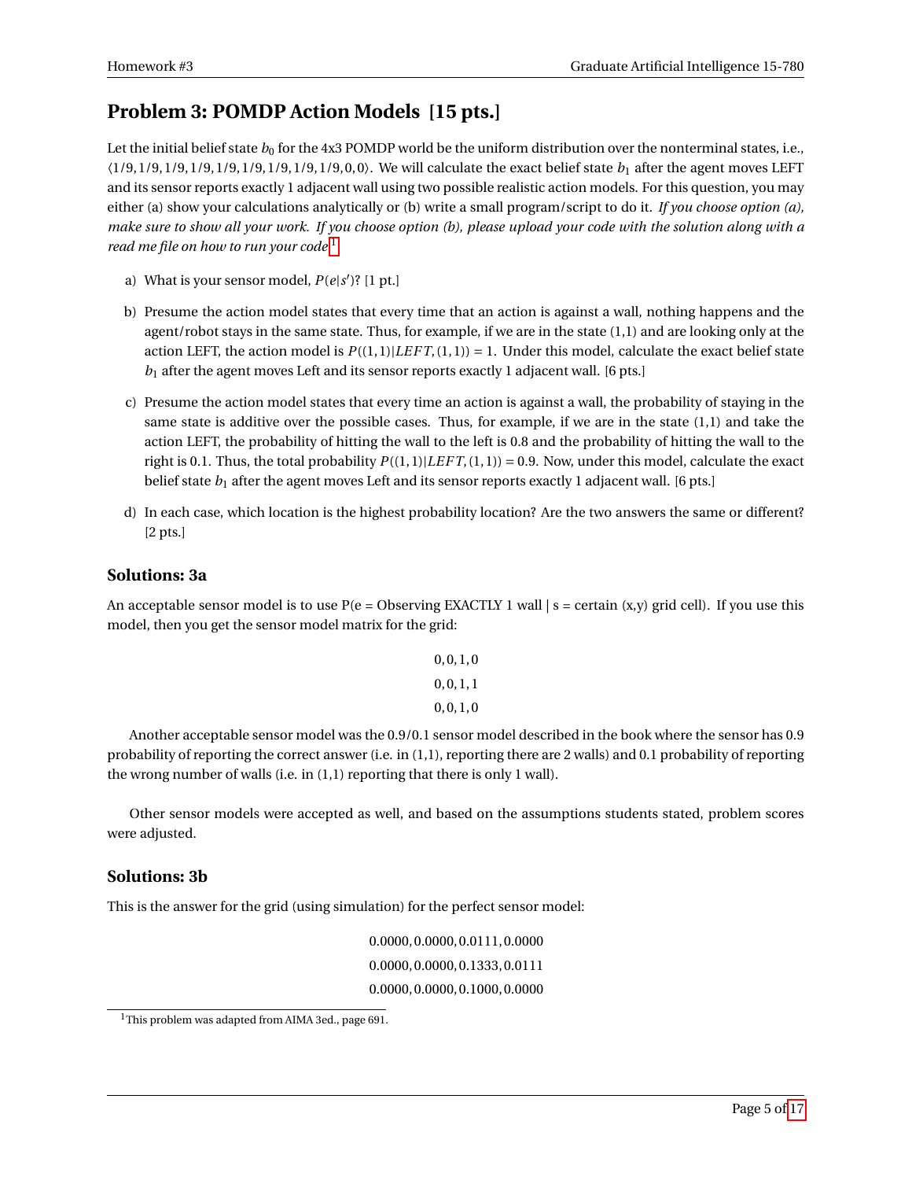## Problem 3: POMDP Action Models [15 pts.]

Let the initial belief state $b_0$ for the 4x3 POMDP world be the uniform distribution over the nonterminal states, i.e., $\langle 1/9, 1/9, 1/9, 1/9, 1/9, 1/9, 1/9, 1/9, 1/9, 0, 0 \rangle$. We will calculate the exact belief state $b_1$ after the agent moves LEFT and its sensor reports exactly 1 adjacent wall using two possible realistic action models. For this question, you may either (a) show your calculations analytically or (b) write a small program/script to do it. *If you choose option (a), make sure to show all your work. If you choose option (b), please upload your code with the solution along with a read me file on how to run your code*[1]

a) What is your sensor model, $P(e|s')$? [1 pt.]

b) Presume the action model states that every time that an action is against a wall, nothing happens and the agent/robot stays in the same state. Thus, for example, if we are in the state (1,1) and are looking only at the action LEFT, the action model is $P((1,1)|LEFT,(1,1)) = 1$. Under this model, calculate the exact belief state $b_1$ after the agent moves Left and its sensor reports exactly 1 adjacent wall. [6 pts.]

c) Presume the action model states that every time an action is against a wall, the probability of staying in the same state is additive over the possible cases. Thus, for example, if we are in the state (1,1) and take the action LEFT, the probability of hitting the wall to the left is 0.8 and the probability of hitting the wall to the right is 0.1. Thus, the total probability $P((1,1)|LEFT,(1,1)) = 0.9$. Now, under this model, calculate the exact belief state $b_1$ after the agent moves Left and its sensor reports exactly 1 adjacent wall. [6 pts.]

d) In each case, which location is the highest probability location? Are the two answers the same or different? [2 pts.]

### Solutions: 3a

An acceptable sensor model is to use P(e = Observing EXACTLY 1 wall | s = certain (x,y) grid cell). If you use this model, then you get the sensor model matrix for the grid:

$$
\begin{matrix}
0,0,1,0 \\
0,0,1,1 \\
0,0,1,0
\end{matrix}
$$

Another acceptable sensor model was the 0.9/0.1 sensor model described in the book where the sensor has 0.9 probability of reporting the correct answer (i.e. in (1,1), reporting there are 2 walls) and 0.1 probability of reporting the wrong number of walls (i.e. in (1,1) reporting that there is only 1 wall).

Other sensor models were accepted as well, and based on the assumptions students stated, problem scores were adjusted.

### Solutions: 3b

This is the answer for the grid (using simulation) for the perfect sensor model:

$$
\begin{matrix}
0.0000, 0.0000, 0.0111, 0.0000 \\
0.0000, 0.0000, 0.1333, 0.0111 \\
0.0000, 0.0000, 0.1000, 0.0000
\end{matrix}
$$

[1] This problem was adapted from AIMA 3ed., page 691.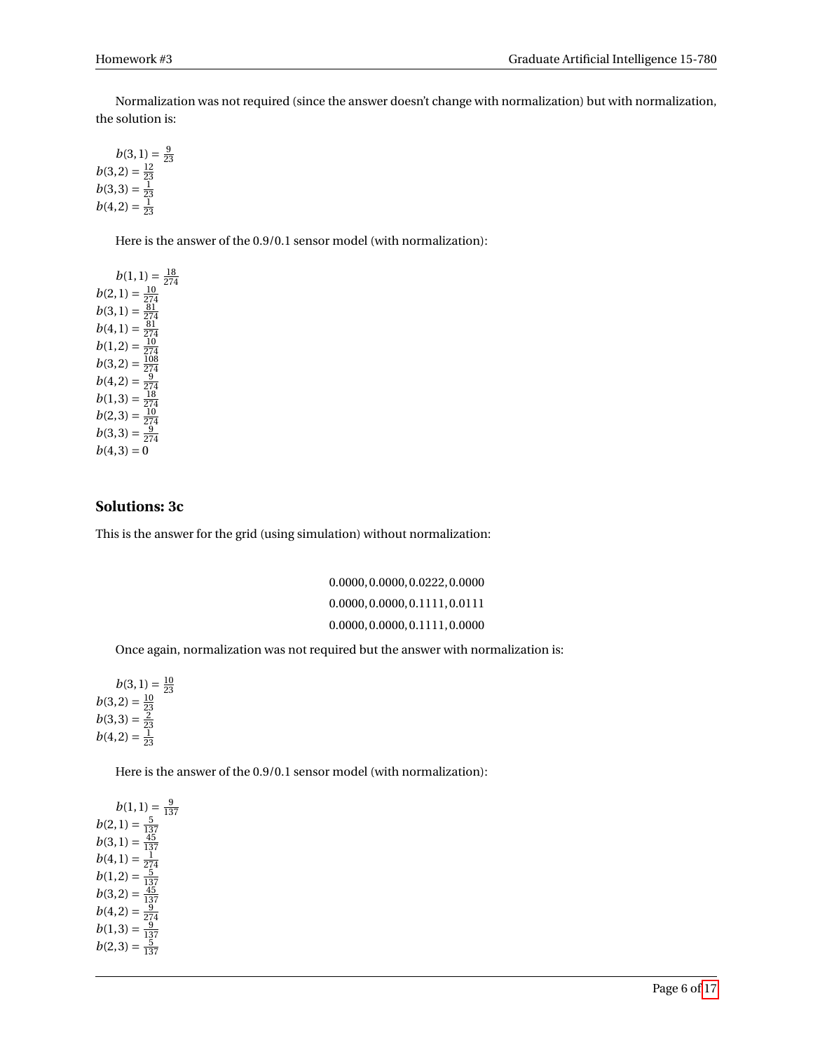Normalization was not required (since the answer doesn't change with normalization) but with normalization, the solution is:

$b(3,1) = \frac{9}{23}$
$b(3,2) = \frac{12}{23}$
$b(3,3) = \frac{1}{23}$
$b(4,2) = \frac{1}{23}$

Here is the answer of the 0.9/0.1 sensor model (with normalization):

$b(1,1) = \frac{18}{274}$
$b(2,1) = \frac{10}{274}$
$b(3,1) = \frac{81}{274}$
$b(4,1) = \frac{81}{274}$
$b(1,2) = \frac{10}{274}$
$b(3,2) = \frac{108}{274}$
$b(4,2) = \frac{9}{274}$
$b(1,3) = \frac{18}{274}$
$b(2,3) = \frac{10}{274}$
$b(3,3) = \frac{9}{274}$
$b(4,3) = 0$

### Solutions: 3c

This is the answer for the grid (using simulation) without normalization:

$$0.0000, 0.0000, 0.0222, 0.0000$$
$$0.0000, 0.0000, 0.1111, 0.0111$$
$$0.0000, 0.0000, 0.1111, 0.0000$$

Once again, normalization was not required but the answer with normalization is:

$b(3,1) = \frac{10}{23}$
$b(3,2) = \frac{10}{23}$
$b(3,3) = \frac{2}{23}$
$b(4,2) = \frac{1}{23}$

Here is the answer of the 0.9/0.1 sensor model (with normalization):

$b(1,1) = \frac{9}{137}$
$b(2,1) = \frac{5}{137}$
$b(3,1) = \frac{45}{137}$
$b(4,1) = \frac{1}{274}$
$b(1,2) = \frac{5}{137}$
$b(3,2) = \frac{45}{137}$
$b(4,2) = \frac{9}{274}$
$b(1,3) = \frac{9}{137}$
$b(2,3) = \frac{5}{137}$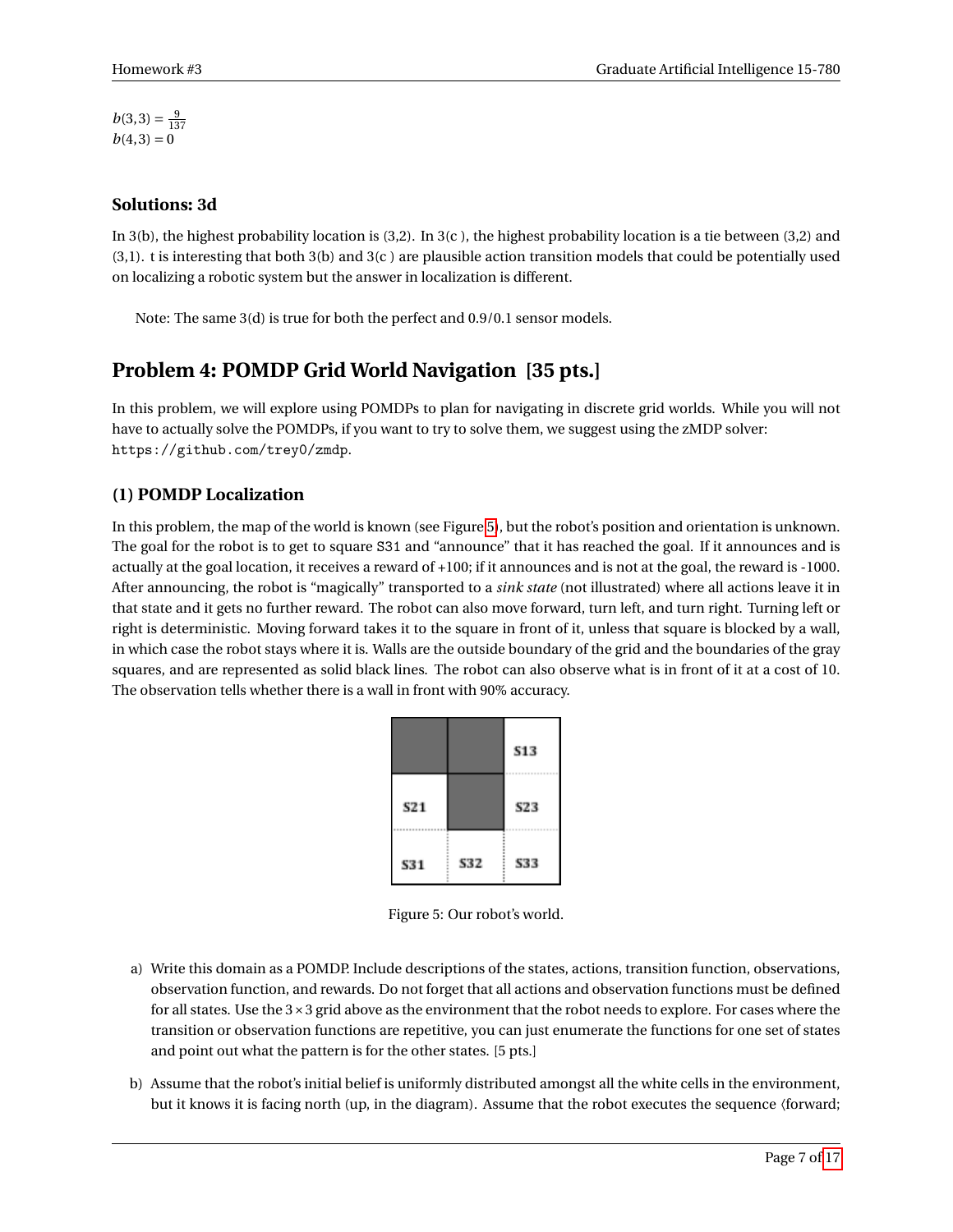$b(3,3) = \frac{9}{137}$
$b(4,3) = 0$

### Solutions: 3d

In 3(b), the highest probability location is (3,2). In 3(c ), the highest probability location is a tie between (3,2) and (3,1). t is interesting that both 3(b) and 3(c ) are plausible action transition models that could be potentially used on localizing a robotic system but the answer in localization is different.

Note: The same 3(d) is true for both the perfect and 0.9/0.1 sensor models.

## Problem 4: POMDP Grid World Navigation [35 pts.]

In this problem, we will explore using POMDPs to plan for navigating in discrete grid worlds. While you will not have to actually solve the POMDPs, if you want to try to solve them, we suggest using the zMDP solver: `https://github.com/trey0/zmdp`.

### (1) POMDP Localization

In this problem, the map of the world is known (see Figure 5), but the robot's position and orientation is unknown. The goal for the robot is to get to square S31 and "announce" that it has reached the goal. If it announces and is actually at the goal location, it receives a reward of +100; if it announces and is not at the goal, the reward is -1000. After announcing, the robot is "magically" transported to a *sink state* (not illustrated) where all actions leave it in that state and it gets no further reward. The robot can also move forward, turn left, and turn right. Turning left or right is deterministic. Moving forward takes it to the square in front of it, unless that square is blocked by a wall, in which case the robot stays where it is. Walls are the outside boundary of the grid and the boundaries of the gray squares, and are represented as solid black lines. The robot can also observe what is in front of it at a cost of 10. The observation tells whether there is a wall in front with 90% accuracy.

| | | S13 |
|---|---|---|
| S21 | | S23 |
| S31 | S32 | S33 |

Figure 5: Our robot's world.

a) Write this domain as a POMDP. Include descriptions of the states, actions, transition function, observations, observation function, and rewards. Do not forget that all actions and observation functions must be defined for all states. Use the $3 \times 3$ grid above as the environment that the robot needs to explore. For cases where the transition or observation functions are repetitive, you can just enumerate the functions for one set of states and point out what the pattern is for the other states. [5 pts.]

b) Assume that the robot's initial belief is uniformly distributed amongst all the white cells in the environment, but it knows it is facing north (up, in the diagram). Assume that the robot executes the sequence ⟨forward;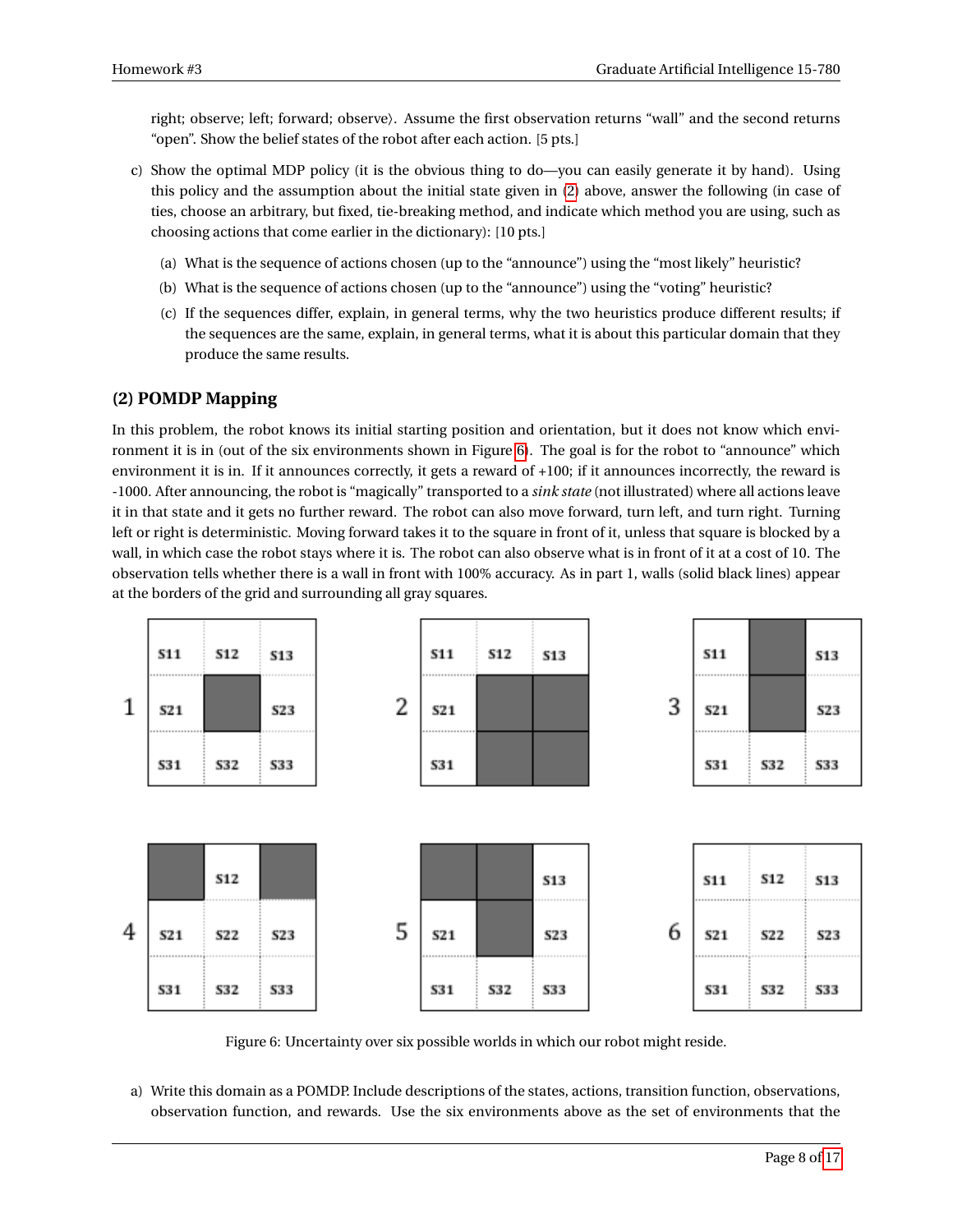right; observe; left; forward; observe⟩. Assume the first observation returns "wall" and the second returns "open". Show the belief states of the robot after each action. [5 pts.]

c) Show the optimal MDP policy (it is the obvious thing to do—you can easily generate it by hand). Using this policy and the assumption about the initial state given in (2) above, answer the following (in case of ties, choose an arbitrary, but fixed, tie-breaking method, and indicate which method you are using, such as choosing actions that come earlier in the dictionary): [10 pts.]

   (a) What is the sequence of actions chosen (up to the "announce") using the "most likely" heuristic?

   (b) What is the sequence of actions chosen (up to the "announce") using the "voting" heuristic?

   (c) If the sequences differ, explain, in general terms, why the two heuristics produce different results; if the sequences are the same, explain, in general terms, what it is about this particular domain that they produce the same results.

### (2) POMDP Mapping

In this problem, the robot knows its initial starting position and orientation, but it does not know which environment it is in (out of the six environments shown in Figure 6). The goal is for the robot to "announce" which environment it is in. If it announces correctly, it gets a reward of +100; if it announces incorrectly, the reward is -1000. After announcing, the robot is "magically" transported to a *sink state* (not illustrated) where all actions leave it in that state and it gets no further reward. The robot can also move forward, turn left, and turn right. Turning left or right is deterministic. Moving forward takes it to the square in front of it, unless that square is blocked by a wall, in which case the robot stays where it is. The robot can also observe what is in front of it at a cost of 10. The observation tells whether there is a wall in front with 100% accuracy. As in part 1, walls (solid black lines) appear at the borders of the grid and surrounding all gray squares.

Figure 6: Uncertainty over six possible worlds in which our robot might reside.

a) Write this domain as a POMDP. Include descriptions of the states, actions, transition function, observations, observation function, and rewards. Use the six environments above as the set of environments that the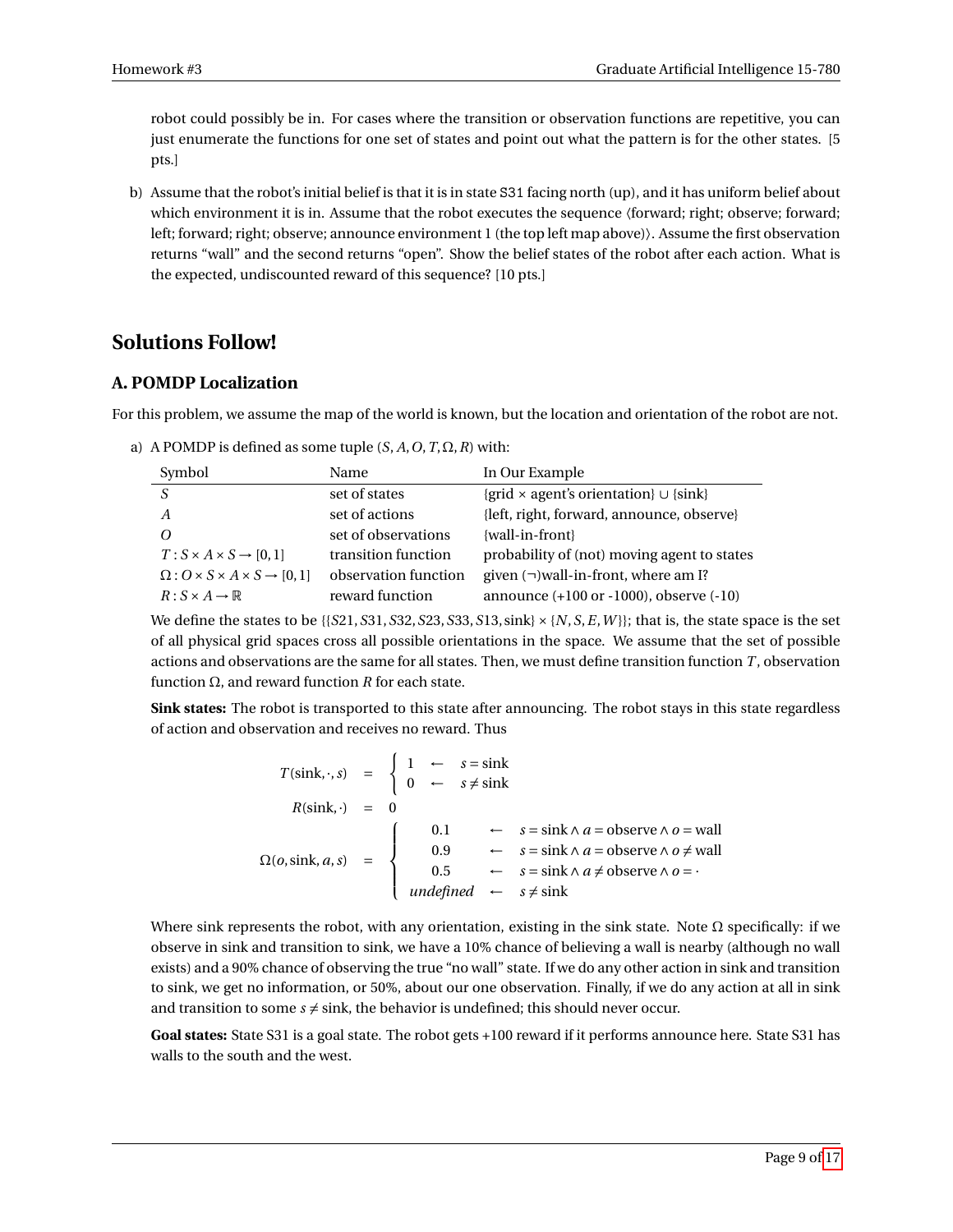robot could possibly be in. For cases where the transition or observation functions are repetitive, you can just enumerate the functions for one set of states and point out what the pattern is for the other states. [5 pts.]

b) Assume that the robot's initial belief is that it is in state S31 facing north (up), and it has uniform belief about which environment it is in. Assume that the robot executes the sequence ⟨forward; right; observe; forward; left; forward; right; observe; announce environment 1 (the top left map above)⟩. Assume the first observation returns "wall" and the second returns "open". Show the belief states of the robot after each action. What is the expected, undiscounted reward of this sequence? [10 pts.]

## Solutions Follow!

### A. POMDP Localization

For this problem, we assume the map of the world is known, but the location and orientation of the robot are not.

a) A POMDP is defined as some tuple $(S, A, O, T, \Omega, R)$ with:

| Symbol | Name | In Our Example |
|---|---|---|
| $S$ | set of states | {grid × agent's orientation} ∪ {sink} |
| $A$ | set of actions | {left, right, forward, announce, observe} |
| $O$ | set of observations | {wall-in-front} |
| $T : S \times A \times S \to [0,1]$ | transition function | probability of (not) moving agent to states |
| $\Omega : O \times S \times A \times S \to [0,1]$ | observation function | given (¬)wall-in-front, where am I? |
| $R : S \times A \to \mathbb{R}$ | reward function | announce (+100 or -1000), observe (-10) |

We define the states to be $\{\{S21, S31, S32, S23, S33, S13, \text{sink}\} \times \{N, S, E, W\}\}$; that is, the state space is the set of all physical grid spaces cross all possible orientations in the space. We assume that the set of possible actions and observations are the same for all states. Then, we must define transition function $T$, observation function $\Omega$, and reward function $R$ for each state.

**Sink states:** The robot is transported to this state after announcing. The robot stays in this state regardless of action and observation and receives no reward. Thus

$$
\begin{aligned}
T(\text{sink}, \cdot, s) &= \begin{cases} 1 & \leftarrow \quad s = \text{sink} \\ 0 & \leftarrow \quad s \neq \text{sink} \end{cases} \\
R(\text{sink}, \cdot) &= 0 \\
\Omega(o, \text{sink}, a, s) &= \begin{cases} 0.1 & \leftarrow \quad s = \text{sink} \wedge a = \text{observe} \wedge o = \text{wall} \\ 0.9 & \leftarrow \quad s = \text{sink} \wedge a = \text{observe} \wedge o \neq \text{wall} \\ 0.5 & \leftarrow \quad s = \text{sink} \wedge a \neq \text{observe} \wedge o = \cdot \\ \textit{undefined} & \leftarrow \quad s \neq \text{sink} \end{cases}
\end{aligned}
$$

Where sink represents the robot, with any orientation, existing in the sink state. Note $\Omega$ specifically: if we observe in sink and transition to sink, we have a 10% chance of believing a wall is nearby (although no wall exists) and a 90% chance of observing the true "no wall" state. If we do any other action in sink and transition to sink, we get no information, or 50%, about our one observation. Finally, if we do any action at all in sink and transition to some $s \neq$ sink, the behavior is undefined; this should never occur.

**Goal states:** State S31 is a goal state. The robot gets +100 reward if it performs announce here. State S31 has walls to the south and the west.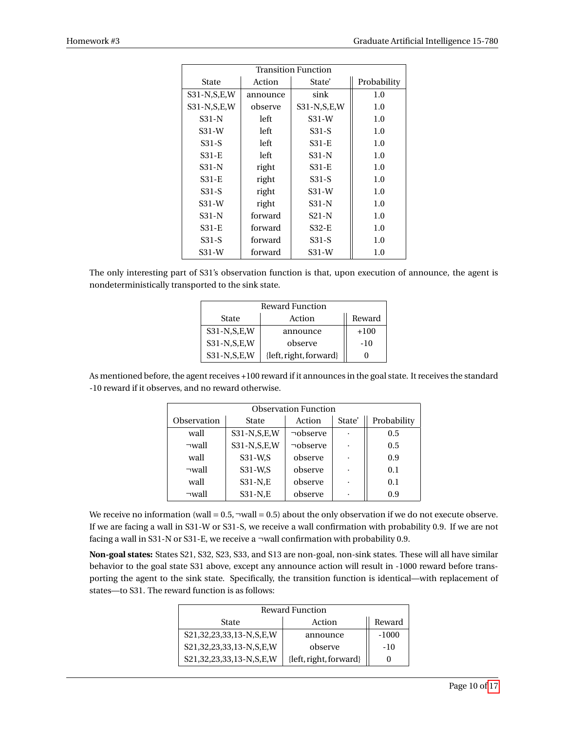| Transition Function | | | |
|---|---|---|---|
| State | Action | State' | Probability |
| S31-N,S,E,W | announce | sink | 1.0 |
| S31-N,S,E,W | observe | S31-N,S,E,W | 1.0 |
| S31-N | left | S31-W | 1.0 |
| S31-W | left | S31-S | 1.0 |
| S31-S | left | S31-E | 1.0 |
| S31-E | left | S31-N | 1.0 |
| S31-N | right | S31-E | 1.0 |
| S31-E | right | S31-S | 1.0 |
| S31-S | right | S31-W | 1.0 |
| S31-W | right | S31-N | 1.0 |
| S31-N | forward | S21-N | 1.0 |
| S31-E | forward | S32-E | 1.0 |
| S31-S | forward | S31-S | 1.0 |
| S31-W | forward | S31-W | 1.0 |

The only interesting part of S31's observation function is that, upon execution of announce, the agent is nondeterministically transported to the sink state.

| Reward Function | | |
|---|---|---|
| State | Action | Reward |
| S31-N,S,E,W | announce | +100 |
| S31-N,S,E,W | observe | -10 |
| S31-N,S,E,W | {left, right, forward} | 0 |

As mentioned before, the agent receives +100 reward if it announces in the goal state. It receives the standard -10 reward if it observes, and no reward otherwise.

| Observation Function | | | | |
|---|---|---|---|---|
| Observation | State | Action | State' | Probability |
| wall | S31-N,S,E,W | ¬observe | · | 0.5 |
| ¬wall | S31-N,S,E,W | ¬observe | · | 0.5 |
| wall | S31-W,S | observe | · | 0.9 |
| ¬wall | S31-W,S | observe | · | 0.1 |
| wall | S31-N,E | observe | · | 0.1 |
| ¬wall | S31-N,E | observe | · | 0.9 |

We receive no information (wall = 0.5, ¬wall = 0.5) about the only observation if we do not execute observe. If we are facing a wall in S31-W or S31-S, we receive a wall confirmation with probability 0.9. If we are not facing a wall in S31-N or S31-E, we receive a ¬wall confirmation with probability 0.9.

**Non-goal states:** States S21, S32, S23, S33, and S13 are non-goal, non-sink states. These will all have similar behavior to the goal state S31 above, except any announce action will result in -1000 reward before transporting the agent to the sink state. Specifically, the transition function is identical—with replacement of states—to S31. The reward function is as follows:

| Reward Function | | |
|---|---|---|
| State | Action | Reward |
| S21,32,23,33,13-N,S,E,W | announce | -1000 |
| S21,32,23,33,13-N,S,E,W | observe | -10 |
| S21,32,23,33,13-N,S,E,W | {left, right, forward} | 0 |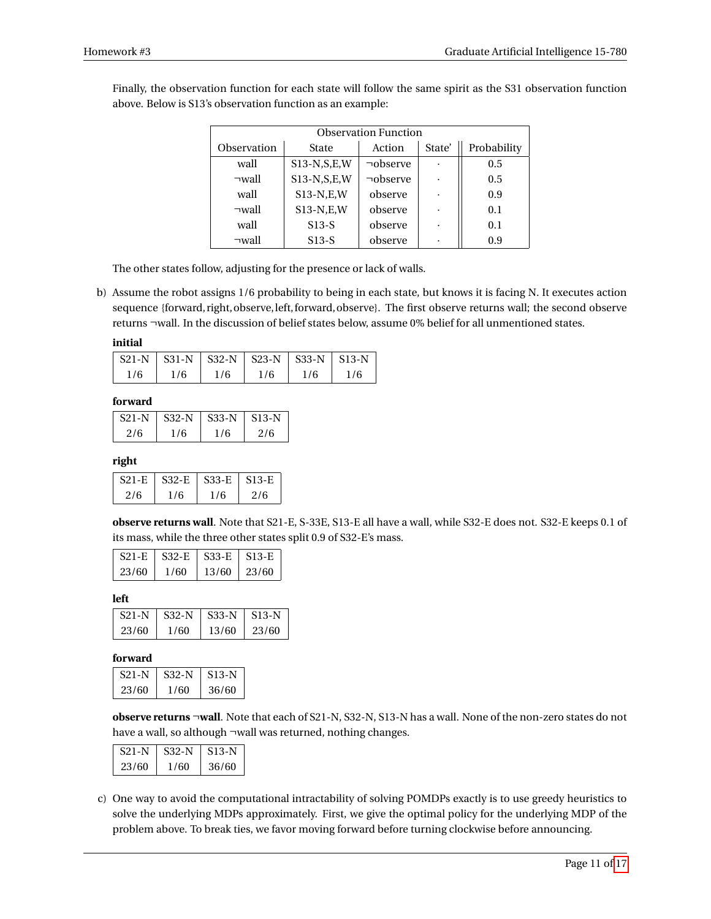Finally, the observation function for each state will follow the same spirit as the S31 observation function above. Below is S13's observation function as an example:

| Observation Function | | | | |
|---|---|---|---|---|
| Observation | State | Action | State' | Probability |
| wall | S13-N,S,E,W | ¬observe | · | 0.5 |
| ¬wall | S13-N,S,E,W | ¬observe | · | 0.5 |
| wall | S13-N,E,W | observe | · | 0.9 |
| ¬wall | S13-N,E,W | observe | · | 0.1 |
| wall | S13-S | observe | · | 0.1 |
| ¬wall | S13-S | observe | · | 0.9 |

The other states follow, adjusting for the presence or lack of walls.

b) Assume the robot assigns 1/6 probability to being in each state, but knows it is facing N. It executes action sequence {forward, right, observe, left, forward, observe}. The first observe returns wall; the second observe returns ¬wall. In the discussion of belief states below, assume 0% belief for all unmentioned states.

**initial**

| S21-N | S31-N | S32-N | S23-N | S33-N | S13-N |
|---|---|---|---|---|---|
| 1/6 | 1/6 | 1/6 | 1/6 | 1/6 | 1/6 |

**forward**

| S21-N | S32-N | S33-N | S13-N |
|---|---|---|---|
| 2/6 | 1/6 | 1/6 | 2/6 |

**right**

| S21-E | S32-E | S33-E | S13-E |
|---|---|---|---|
| 2/6 | 1/6 | 1/6 | 2/6 |

**observe returns wall**. Note that S21-E, S-33E, S13-E all have a wall, while S32-E does not. S32-E keeps 0.1 of its mass, while the three other states split 0.9 of S32-E's mass.

| S21-E | S32-E | S33-E | S13-E |
|---|---|---|---|
| 23/60 | 1/60 | 13/60 | 23/60 |

**left**

| S21-N | S32-N | S33-N | S13-N |
|---|---|---|---|
| 23/60 | 1/60 | 13/60 | 23/60 |

**forward**

| S21-N | S32-N | S13-N |
|---|---|---|
| 23/60 | 1/60 | 36/60 |

**observe returns ¬wall**. Note that each of S21-N, S32-N, S13-N has a wall. None of the non-zero states do not have a wall, so although ¬wall was returned, nothing changes.

| S21-N | S32-N | S13-N |
|---|---|---|
| 23/60 | 1/60 | 36/60 |

c) One way to avoid the computational intractability of solving POMDPs exactly is to use greedy heuristics to solve the underlying MDPs approximately. First, we give the optimal policy for the underlying MDP of the problem above. To break ties, we favor moving forward before turning clockwise before announcing.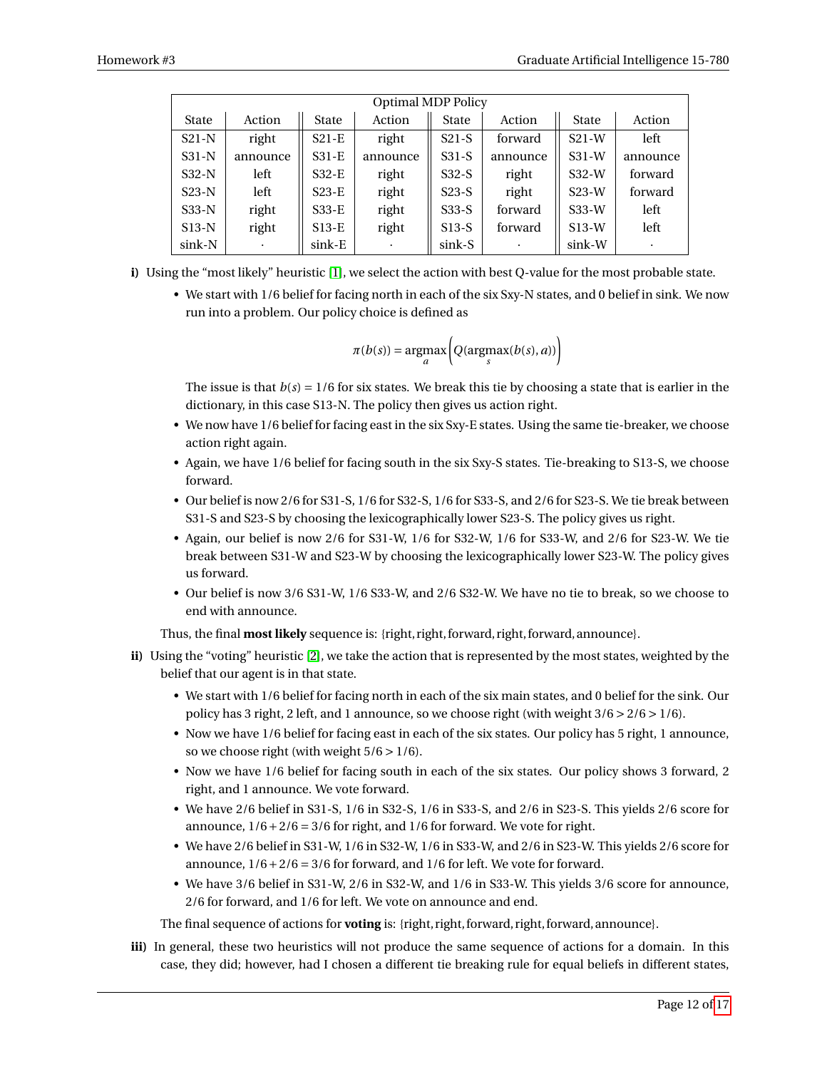| Optimal MDP Policy | | | | | | | |
|---|---|---|---|---|---|---|---|
| State | Action | State | Action | State | Action | State | Action |
| S21-N | right | S21-E | right | S21-S | forward | S21-W | left |
| S31-N | announce | S31-E | announce | S31-S | announce | S31-W | announce |
| S32-N | left | S32-E | right | S32-S | right | S32-W | forward |
| S23-N | left | S23-E | right | S23-S | right | S23-W | forward |
| S33-N | right | S33-E | right | S33-S | forward | S33-W | left |
| S13-N | right | S13-E | right | S13-S | forward | S13-W | left |
| sink-N | · | sink-E | · | sink-S | · | sink-W | · |

**i)** Using the "most likely" heuristic [1], we select the action with best Q-value for the most probable state.

- We start with 1/6 belief for facing north in each of the six Sxy-N states, and 0 belief in sink. We now run into a problem. Our policy choice is defined as

$$\pi(b(s)) = \underset{a}{\operatorname{argmax}}\left(Q(\underset{s}{\operatorname{argmax}}(b(s), a))\right)$$

  The issue is that $b(s) = 1/6$ for six states. We break this tie by choosing a state that is earlier in the dictionary, in this case S13-N. The policy then gives us action right.

- We now have 1/6 belief for facing east in the six Sxy-E states. Using the same tie-breaker, we choose action right again.
- Again, we have 1/6 belief for facing south in the six Sxy-S states. Tie-breaking to S13-S, we choose forward.
- Our belief is now 2/6 for S31-S, 1/6 for S32-S, 1/6 for S33-S, and 2/6 for S23-S. We tie break between S31-S and S23-S by choosing the lexicographically lower S23-S. The policy gives us right.
- Again, our belief is now 2/6 for S31-W, 1/6 for S32-W, 1/6 for S33-W, and 2/6 for S23-W. We tie break between S31-W and S23-W by choosing the lexicographically lower S23-W. The policy gives us forward.
- Our belief is now 3/6 S31-W, 1/6 S33-W, and 2/6 S32-W. We have no tie to break, so we choose to end with announce.

Thus, the final **most likely** sequence is: {right, right, forward, right, forward, announce}.

**ii)** Using the "voting" heuristic [2], we take the action that is represented by the most states, weighted by the belief that our agent is in that state.

- We start with 1/6 belief for facing north in each of the six main states, and 0 belief for the sink. Our policy has 3 right, 2 left, and 1 announce, so we choose right (with weight $3/6 > 2/6 > 1/6$).
- Now we have 1/6 belief for facing east in each of the six states. Our policy has 5 right, 1 announce, so we choose right (with weight $5/6 > 1/6$).
- Now we have 1/6 belief for facing south in each of the six states. Our policy shows 3 forward, 2 right, and 1 announce. We vote forward.
- We have 2/6 belief in S31-S, 1/6 in S32-S, 1/6 in S33-S, and 2/6 in S23-S. This yields 2/6 score for announce, $1/6 + 2/6 = 3/6$ for right, and 1/6 for forward. We vote for right.
- We have 2/6 belief in S31-W, 1/6 in S32-W, 1/6 in S33-W, and 2/6 in S23-W. This yields 2/6 score for announce, $1/6 + 2/6 = 3/6$ for forward, and 1/6 for left. We vote for forward.
- We have 3/6 belief in S31-W, 2/6 in S32-W, and 1/6 in S33-W. This yields 3/6 score for announce, 2/6 for forward, and 1/6 for left. We vote on announce and end.

The final sequence of actions for **voting** is: {right, right, forward, right, forward, announce}.

**iii)** In general, these two heuristics will not produce the same sequence of actions for a domain. In this case, they did; however, had I chosen a different tie breaking rule for equal beliefs in different states,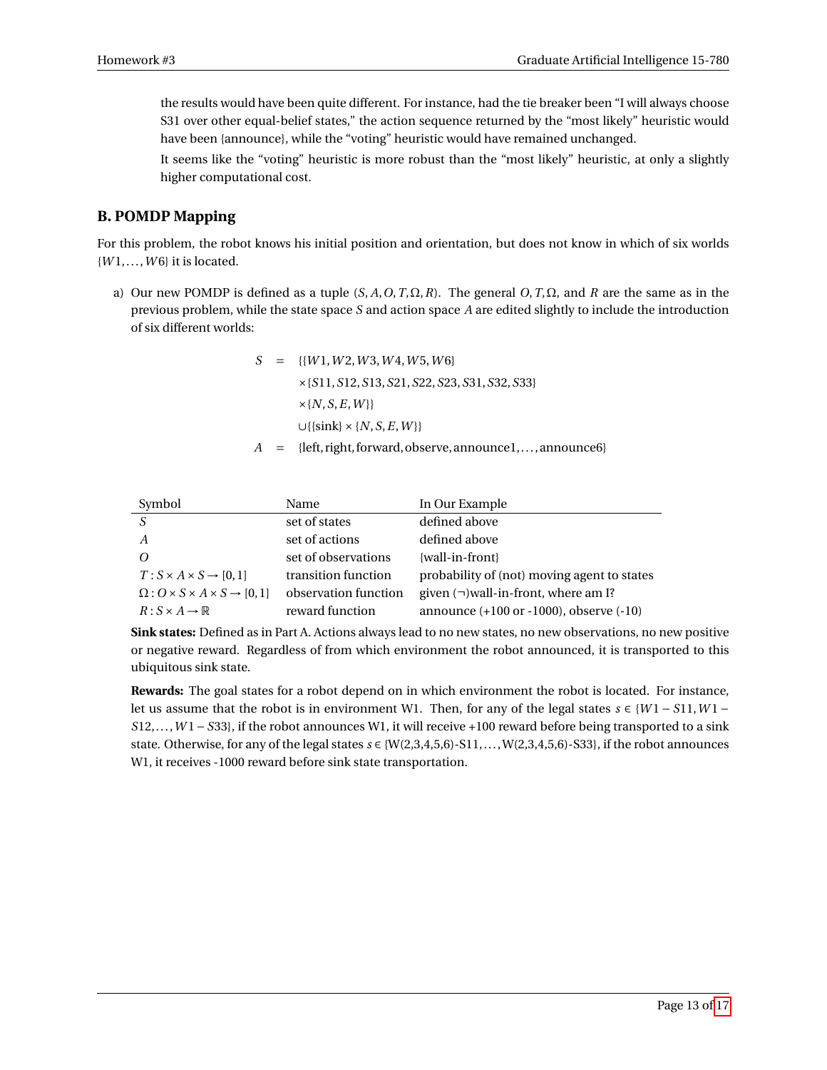the results would have been quite different. For instance, had the tie breaker been "I will always choose S31 over other equal-belief states," the action sequence returned by the "most likely" heuristic would have been {announce}, while the "voting" heuristic would have remained unchanged.

It seems like the "voting" heuristic is more robust than the "most likely" heuristic, at only a slightly higher computational cost.

## B. POMDP Mapping

For this problem, the robot knows his initial position and orientation, but does not know in which of six worlds $\{W1, \ldots, W6\}$ it is located.

a) Our new POMDP is defined as a tuple $(S, A, O, T, \Omega, R)$. The general $O, T, \Omega$, and $R$ are the same as in the previous problem, while the state space $S$ and action space $A$ are edited slightly to include the introduction of six different worlds:

$$
\begin{aligned}
S &= \{\{W1, W2, W3, W4, W5, W6\} \\
&\quad \times \{S11, S12, S13, S21, S22, S23, S31, S32, S33\} \\
&\quad \times \{N, S, E, W\}\} \\
&\quad \cup \{\{\text{sink}\} \times \{N, S, E, W\}\} \\
A &= \{\text{left}, \text{right}, \text{forward}, \text{observe}, \text{announce1}, \ldots, \text{announce6}\}
\end{aligned}
$$

| Symbol | Name | In Our Example |
|---|---|---|
| $S$ | set of states | defined above |
| $A$ | set of actions | defined above |
| $O$ | set of observations | {wall-in-front} |
| $T : S \times A \times S \rightarrow [0, 1]$ | transition function | probability of (not) moving agent to states |
| $\Omega : O \times S \times A \times S \rightarrow [0, 1]$ | observation function | given ($\neg$)wall-in-front, where am I? |
| $R : S \times A \rightarrow \mathbb{R}$ | reward function | announce (+100 or -1000), observe (-10) |

**Sink states:** Defined as in Part A. Actions always lead to no new states, no new observations, no new positive or negative reward. Regardless of from which environment the robot announced, it is transported to this ubiquitous sink state.

**Rewards:** The goal states for a robot depend on in which environment the robot is located. For instance, let us assume that the robot is in environment W1. Then, for any of the legal states $s \in \{W1 - S11, W1 - S12, \ldots, W1 - S33\}$, if the robot announces W1, it will receive +100 reward before being transported to a sink state. Otherwise, for any of the legal states $s \in$ {W(2,3,4,5,6)-S11, ..., W(2,3,4,5,6)-S33}, if the robot announces W1, it receives -1000 reward before sink state transportation.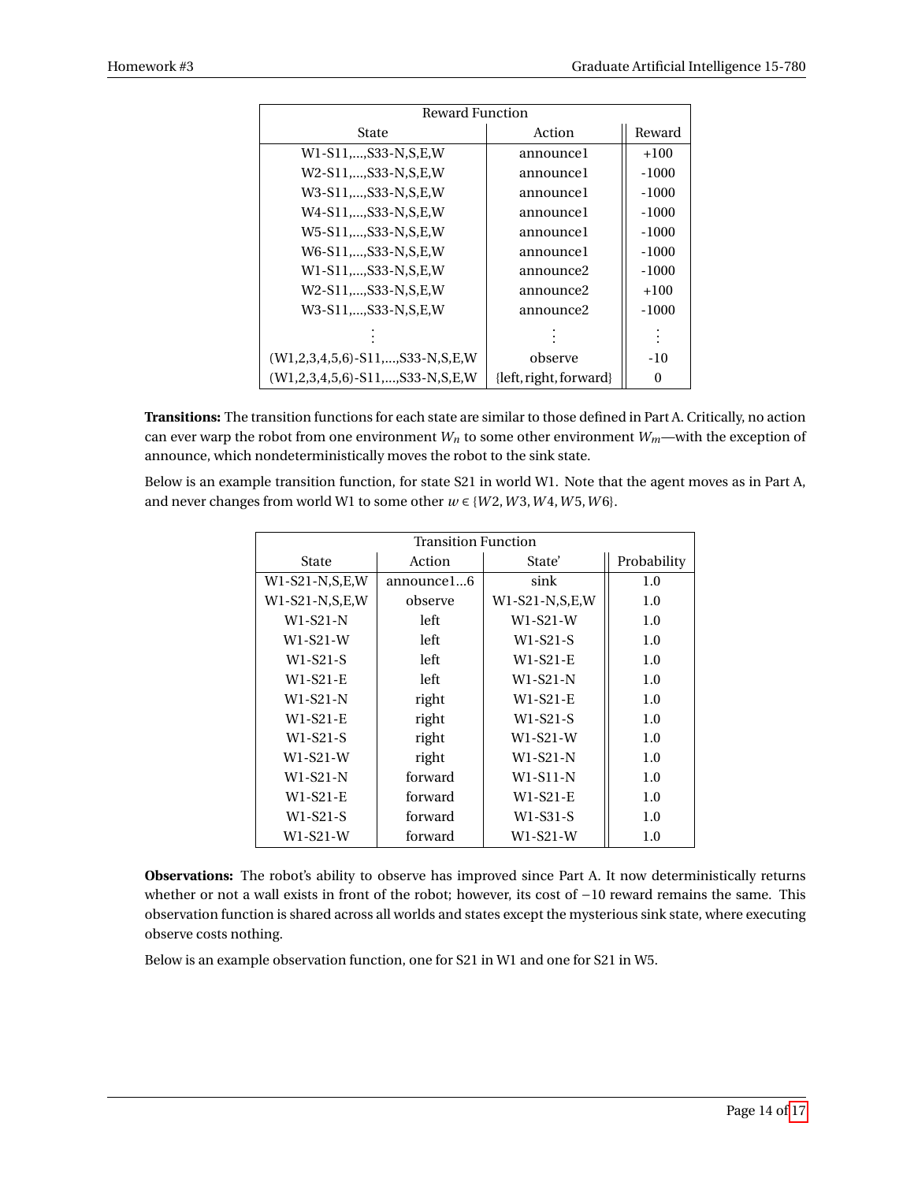| Reward Function | | |
|---|---|---|
| State | Action | Reward |
| W1-S11,...,S33-N,S,E,W | announce1 | +100 |
| W2-S11,...,S33-N,S,E,W | announce1 | -1000 |
| W3-S11,...,S33-N,S,E,W | announce1 | -1000 |
| W4-S11,...,S33-N,S,E,W | announce1 | -1000 |
| W5-S11,...,S33-N,S,E,W | announce1 | -1000 |
| W6-S11,...,S33-N,S,E,W | announce1 | -1000 |
| W1-S11,...,S33-N,S,E,W | announce2 | -1000 |
| W2-S11,...,S33-N,S,E,W | announce2 | +100 |
| W3-S11,...,S33-N,S,E,W | announce2 | -1000 |
| ⋮ | ⋮ | ⋮ |
| (W1,2,3,4,5,6)-S11,...,S33-N,S,E,W | observe | -10 |
| (W1,2,3,4,5,6)-S11,...,S33-N,S,E,W | {left, right, forward} | 0 |

**Transitions:** The transition functions for each state are similar to those defined in Part A. Critically, no action can ever warp the robot from one environment $W_n$ to some other environment $W_m$—with the exception of announce, which nondeterministically moves the robot to the sink state.

Below is an example transition function, for state S21 in world W1. Note that the agent moves as in Part A, and never changes from world W1 to some other $w \in \{W2, W3, W4, W5, W6\}$.

| Transition Function | | | |
|---|---|---|---|
| State | Action | State' | Probability |
| W1-S21-N,S,E,W | announce1...6 | sink | 1.0 |
| W1-S21-N,S,E,W | observe | W1-S21-N,S,E,W | 1.0 |
| W1-S21-N | left | W1-S21-W | 1.0 |
| W1-S21-W | left | W1-S21-S | 1.0 |
| W1-S21-S | left | W1-S21-E | 1.0 |
| W1-S21-E | left | W1-S21-N | 1.0 |
| W1-S21-N | right | W1-S21-E | 1.0 |
| W1-S21-E | right | W1-S21-S | 1.0 |
| W1-S21-S | right | W1-S21-W | 1.0 |
| W1-S21-W | right | W1-S21-N | 1.0 |
| W1-S21-N | forward | W1-S11-N | 1.0 |
| W1-S21-E | forward | W1-S21-E | 1.0 |
| W1-S21-S | forward | W1-S31-S | 1.0 |
| W1-S21-W | forward | W1-S21-W | 1.0 |

**Observations:** The robot's ability to observe has improved since Part A. It now deterministically returns whether or not a wall exists in front of the robot; however, its cost of $-10$ reward remains the same. This observation function is shared across all worlds and states except the mysterious sink state, where executing observe costs nothing.

Below is an example observation function, one for S21 in W1 and one for S21 in W5.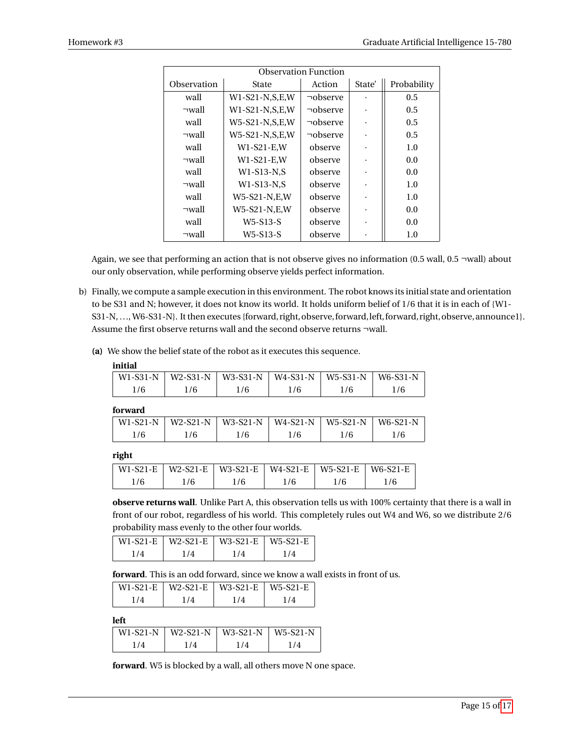| Observation Function | | | | |
|---|---|---|---|---|
| Observation | State | Action | State' | Probability |
| wall | W1-S21-N,S,E,W | ¬observe | · | 0.5 |
| ¬wall | W1-S21-N,S,E,W | ¬observe | · | 0.5 |
| wall | W5-S21-N,S,E,W | ¬observe | · | 0.5 |
| ¬wall | W5-S21-N,S,E,W | ¬observe | · | 0.5 |
| wall | W1-S21-E,W | observe | · | 1.0 |
| ¬wall | W1-S21-E,W | observe | · | 0.0 |
| wall | W1-S13-N,S | observe | · | 0.0 |
| ¬wall | W1-S13-N,S | observe | · | 1.0 |
| wall | W5-S21-N,E,W | observe | · | 1.0 |
| ¬wall | W5-S21-N,E,W | observe | · | 0.0 |
| wall | W5-S13-S | observe | · | 0.0 |
| ¬wall | W5-S13-S | observe | · | 1.0 |

Again, we see that performing an action that is not observe gives no information (0.5 wall, 0.5 ¬wall) about our only observation, while performing observe yields perfect information.

b) Finally, we compute a sample execution in this environment. The robot knows its initial state and orientation to be S31 and N; however, it does not know its world. It holds uniform belief of 1/6 that it is in each of {W1-S31-N, ..., W6-S31-N}. It then executes {forward, right, observe, forward, left, forward, right, observe, announce1}. Assume the first observe returns wall and the second observe returns ¬wall.

**(a)** We show the belief state of the robot as it executes this sequence.

**initial**

| W1-S31-N | W2-S31-N | W3-S31-N | W4-S31-N | W5-S31-N | W6-S31-N |
|---|---|---|---|---|---|
| 1/6 | 1/6 | 1/6 | 1/6 | 1/6 | 1/6 |

**forward**

| W1-S21-N | W2-S21-N | W3-S21-N | W4-S21-N | W5-S21-N | W6-S21-N |
|---|---|---|---|---|---|
| 1/6 | 1/6 | 1/6 | 1/6 | 1/6 | 1/6 |

**right**

| W1-S21-E | W2-S21-E | W3-S21-E | W4-S21-E | W5-S21-E | W6-S21-E |
|---|---|---|---|---|---|
| 1/6 | 1/6 | 1/6 | 1/6 | 1/6 | 1/6 |

**observe returns wall**. Unlike Part A, this observation tells us with 100% certainty that there is a wall in front of our robot, regardless of his world. This completely rules out W4 and W6, so we distribute 2/6 probability mass evenly to the other four worlds.

| W1-S21-E | W2-S21-E | W3-S21-E | W5-S21-E |
|---|---|---|---|
| 1/4 | 1/4 | 1/4 | 1/4 |

**forward**. This is an odd forward, since we know a wall exists in front of us.

| W1-S21-E | W2-S21-E | W3-S21-E | W5-S21-E |
|---|---|---|---|
| 1/4 | 1/4 | 1/4 | 1/4 |

**left**

| W1-S21-N | W2-S21-N | W3-S21-N | W5-S21-N |
|---|---|---|---|
| 1/4 | 1/4 | 1/4 | 1/4 |

**forward**. W5 is blocked by a wall, all others move N one space.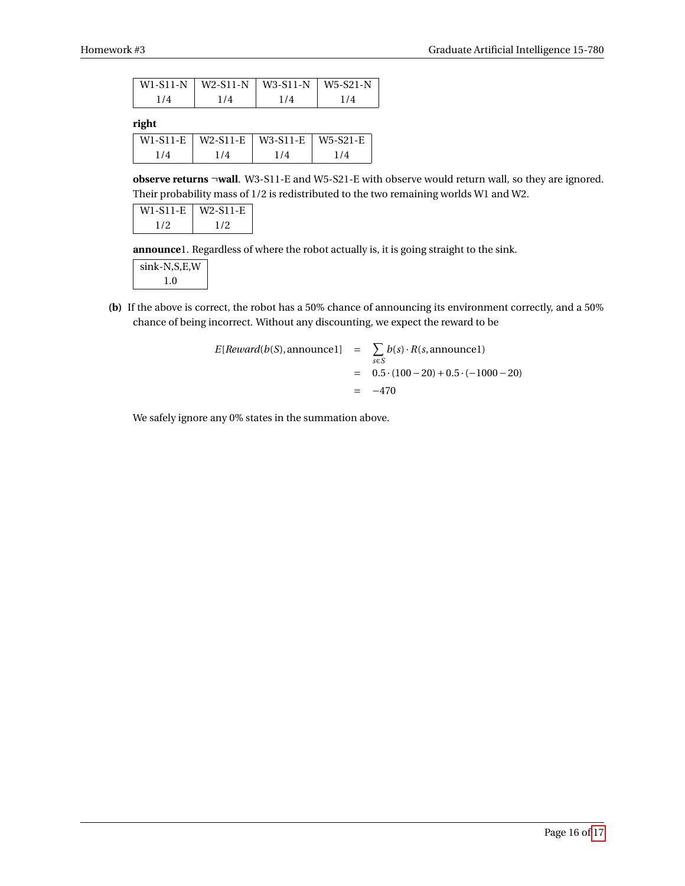| W1-S11-N | W2-S11-N | W3-S11-N | W5-S21-N |
|---|---|---|---|
| 1/4 | 1/4 | 1/4 | 1/4 |

**right**

| W1-S11-E | W2-S11-E | W3-S11-E | W5-S21-E |
|---|---|---|---|
| 1/4 | 1/4 | 1/4 | 1/4 |

**observe returns ¬wall**. W3-S11-E and W5-S21-E with observe would return wall, so they are ignored. Their probability mass of 1/2 is redistributed to the two remaining worlds W1 and W2.

| W1-S11-E | W2-S11-E |
|---|---|
| 1/2 | 1/2 |

**announce**1. Regardless of where the robot actually is, it is going straight to the sink.

| sink-N,S,E,W |
|---|
| 1.0 |

**(b)** If the above is correct, the robot has a 50% chance of announcing its environment correctly, and a 50% chance of being incorrect. Without any discounting, we expect the reward to be

$$
\begin{aligned}
E[\mathit{Reward}(b(S), \text{announce1}] &= \sum_{s \in S} b(s) \cdot R(s, \text{announce1}) \\
&= 0.5 \cdot (100 - 20) + 0.5 \cdot (-1000 - 20) \\
&= -470
\end{aligned}
$$

We safely ignore any 0% states in the summation above.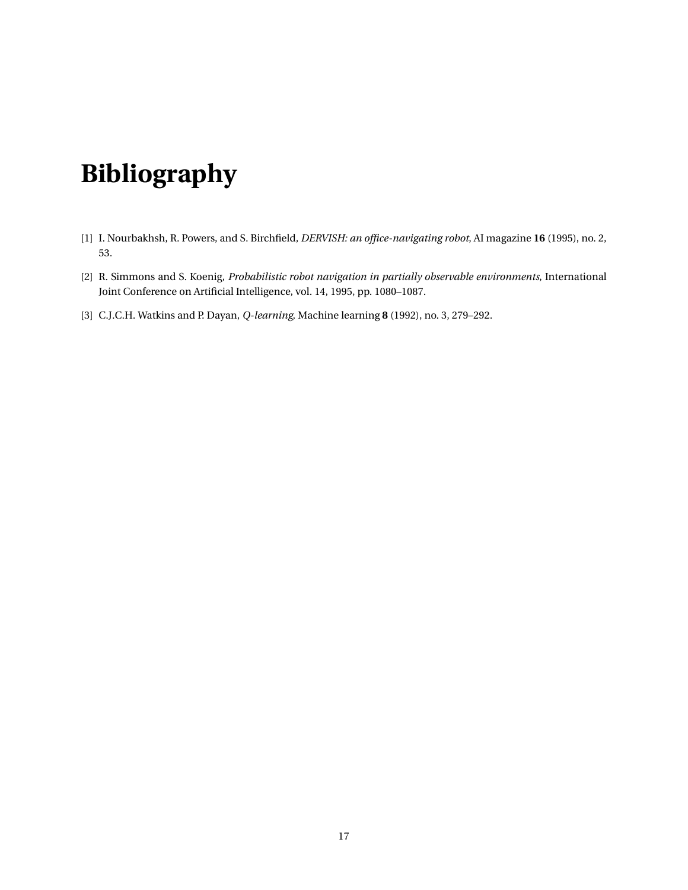# Bibliography

[1] I. Nourbakhsh, R. Powers, and S. Birchfield, *DERVISH: an office-navigating robot*, AI magazine **16** (1995), no. 2, 53.

[2] R. Simmons and S. Koenig, *Probabilistic robot navigation in partially observable environments*, International Joint Conference on Artificial Intelligence, vol. 14, 1995, pp. 1080–1087.

[3] C.J.C.H. Watkins and P. Dayan, *Q-learning*, Machine learning **8** (1992), no. 3, 279–292.